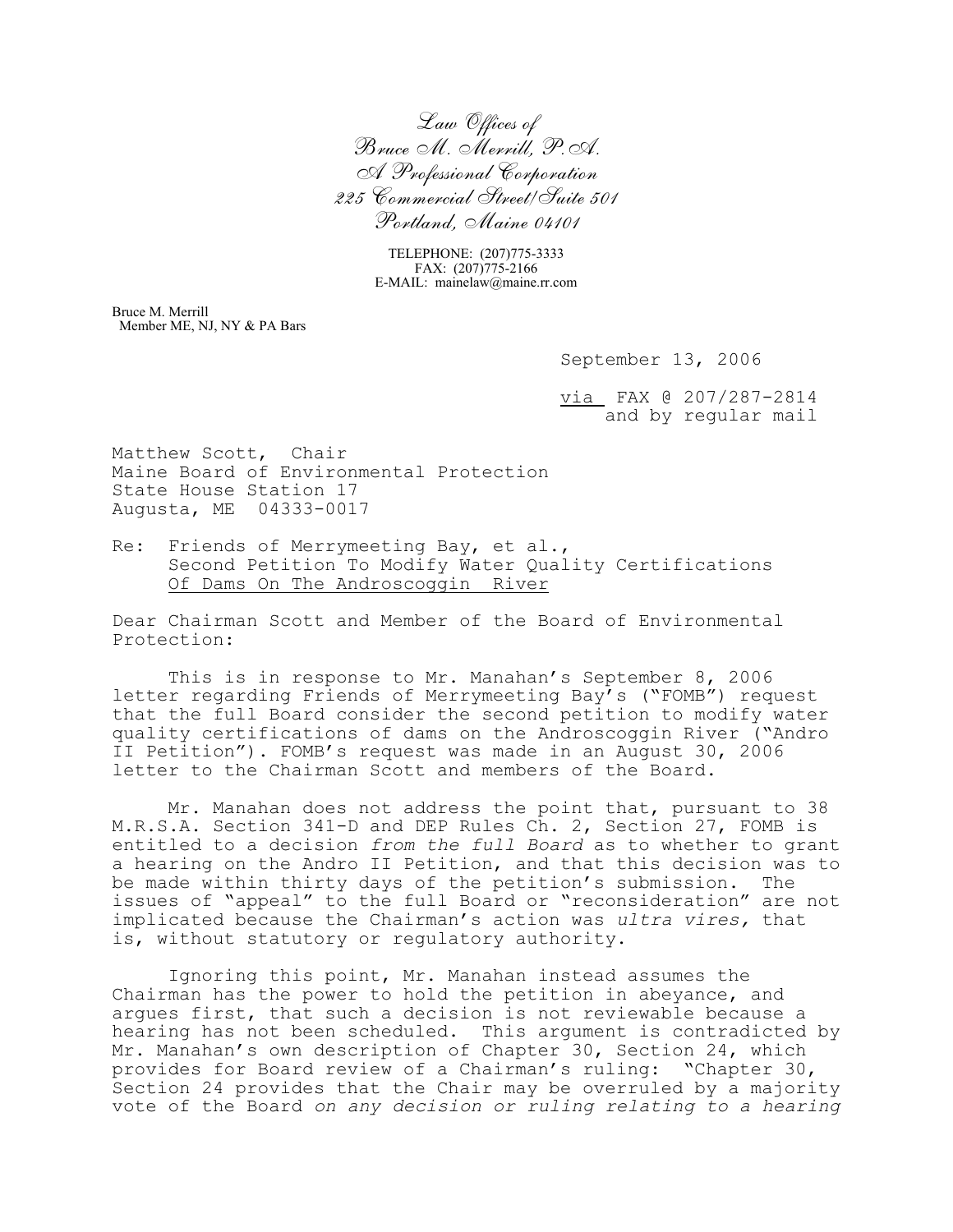*Law Offices of*
*Bruce M. Merrill, P.A.*
*A Professional Corporation*
*225 Commercial Street/Suite 501*
*Portland, Maine 04101*

TELEPHONE: (207)775-3333
FAX: (207)775-2166
E-MAIL: mainelaw@maine.rr.com

Bruce M. Merrill
Member ME, NJ, NY & PA Bars

September 13, 2006

via FAX @ 207/287-2814
and by regular mail

Matthew Scott, Chair
Maine Board of Environmental Protection
State House Station 17
Augusta, ME 04333-0017

Re: Friends of Merrymeeting Bay, et al.,
Second Petition To Modify Water Quality Certifications
Of Dams On The Androscoggin River

Dear Chairman Scott and Member of the Board of Environmental Protection:

This is in response to Mr. Manahan's September 8, 2006 letter regarding Friends of Merrymeeting Bay's ("FOMB") request that the full Board consider the second petition to modify water quality certifications of dams on the Androscoggin River ("Andro II Petition"). FOMB's request was made in an August 30, 2006 letter to the Chairman Scott and members of the Board.

Mr. Manahan does not address the point that, pursuant to 38 M.R.S.A. Section 341-D and DEP Rules Ch. 2, Section 27, FOMB is entitled to a decision *from the full Board* as to whether to grant a hearing on the Andro II Petition, and that this decision was to be made within thirty days of the petition's submission. The issues of "appeal" to the full Board or "reconsideration" are not implicated because the Chairman's action was *ultra vires,* that is, without statutory or regulatory authority.

Ignoring this point, Mr. Manahan instead assumes the Chairman has the power to hold the petition in abeyance, and argues first, that such a decision is not reviewable because a hearing has not been scheduled. This argument is contradicted by Mr. Manahan's own description of Chapter 30, Section 24, which provides for Board review of a Chairman's ruling: "Chapter 30, Section 24 provides that the Chair may be overruled by a majority vote of the Board *on any decision or ruling relating to a hearing*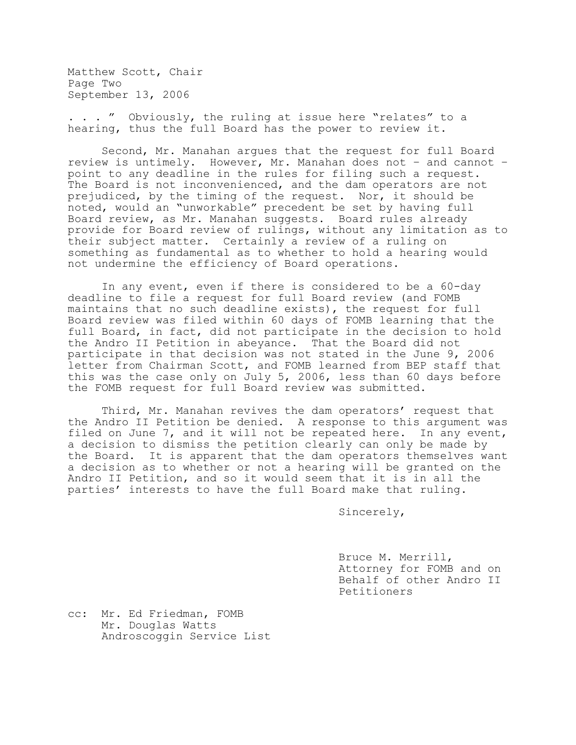Matthew Scott, Chair
Page Two
September 13, 2006

. . . " Obviously, the ruling at issue here "relates" to a hearing, thus the full Board has the power to review it.

Second, Mr. Manahan argues that the request for full Board review is untimely. However, Mr. Manahan does not – and cannot – point to any deadline in the rules for filing such a request. The Board is not inconvenienced, and the dam operators are not prejudiced, by the timing of the request. Nor, it should be noted, would an "unworkable" precedent be set by having full Board review, as Mr. Manahan suggests. Board rules already provide for Board review of rulings, without any limitation as to their subject matter. Certainly a review of a ruling on something as fundamental as to whether to hold a hearing would not undermine the efficiency of Board operations.

In any event, even if there is considered to be a 60-day deadline to file a request for full Board review (and FOMB maintains that no such deadline exists), the request for full Board review was filed within 60 days of FOMB learning that the full Board, in fact, did not participate in the decision to hold the Andro II Petition in abeyance. That the Board did not participate in that decision was not stated in the June 9, 2006 letter from Chairman Scott, and FOMB learned from BEP staff that this was the case only on July 5, 2006, less than 60 days before the FOMB request for full Board review was submitted.

Third, Mr. Manahan revives the dam operators' request that the Andro II Petition be denied. A response to this argument was filed on June 7, and it will not be repeated here. In any event, a decision to dismiss the petition clearly can only be made by the Board. It is apparent that the dam operators themselves want a decision as to whether or not a hearing will be granted on the Andro II Petition, and so it would seem that it is in all the parties' interests to have the full Board make that ruling.

Sincerely,

Bruce M. Merrill,
Attorney for FOMB and on Behalf of other Andro II Petitioners

cc: Mr. Ed Friedman, FOMB
Mr. Douglas Watts
Androscoggin Service List